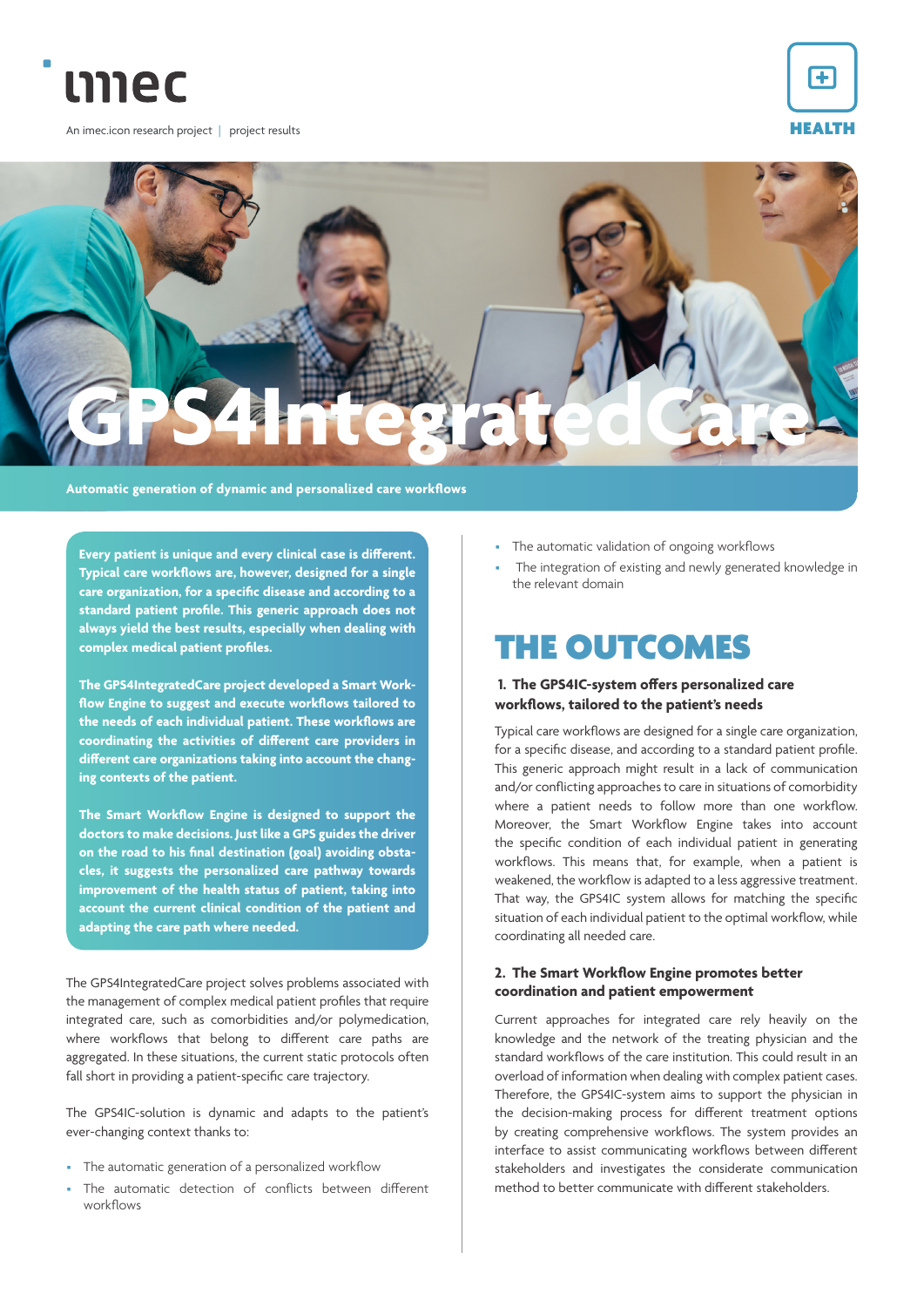imec

An imec.icon research project | project results

HEALTH

# GPS4IntegratedCare

**Automatic generation of dynamic and personalized care workflows**

**Every patient is unique and every clinical case is different. Typical care workflows are, however, designed for a single care organization, for a specific disease and according to a standard patient profile. This generic approach does not always yield the best results, especially when dealing with complex medical patient profiles.**

**The GPS4IntegratedCare project developed a Smart Workflow Engine to suggest and execute workflows tailored to the needs of each individual patient. These workflows are coordinating the activities of different care providers in different care organizations taking into account the changing contexts of the patient.**

**The Smart Workflow Engine is designed to support the doctors to make decisions. Just like a GPS guides the driver on the road to his final destination (goal) avoiding obstacles, it suggests the personalized care pathway towards improvement of the health status of patient, taking into account the current clinical condition of the patient and adapting the care path where needed.**

The GPS4IntegratedCare project solves problems associated with the management of complex medical patient profiles that require integrated care, such as comorbidities and/or polymedication, where workflows that belong to different care paths are aggregated. In these situations, the current static protocols often fall short in providing a patient-specific care trajectory.

The GPS4IC-solution is dynamic and adapts to the patient's ever-changing context thanks to:

- The automatic generation of a personalized workflow
- The automatic detection of conflicts between different workflows
- The automatic validation of ongoing workflows
- The integration of existing and newly generated knowledge in the relevant domain

## THE OUTCOMES

### 1. The GPS4IC-system offers personalized care workflows, tailored to the patient's needs

Typical care workflows are designed for a single care organization, for a specific disease, and according to a standard patient profile. This generic approach might result in a lack of communication and/or conflicting approaches to care in situations of comorbidity where a patient needs to follow more than one workflow. Moreover, the Smart Workflow Engine takes into account the specific condition of each individual patient in generating workflows. This means that, for example, when a patient is weakened, the workflow is adapted to a less aggressive treatment. That way, the GPS4IC system allows for matching the specific situation of each individual patient to the optimal workflow, while coordinating all needed care.

### 2. The Smart Workflow Engine promotes better coordination and patient empowerment

Current approaches for integrated care rely heavily on the knowledge and the network of the treating physician and the standard workflows of the care institution. This could result in an overload of information when dealing with complex patient cases. Therefore, the GPS4IC-system aims to support the physician in the decision-making process for different treatment options by creating comprehensive workflows. The system provides an interface to assist communicating workflows between different stakeholders and investigates the considerate communication method to better communicate with different stakeholders.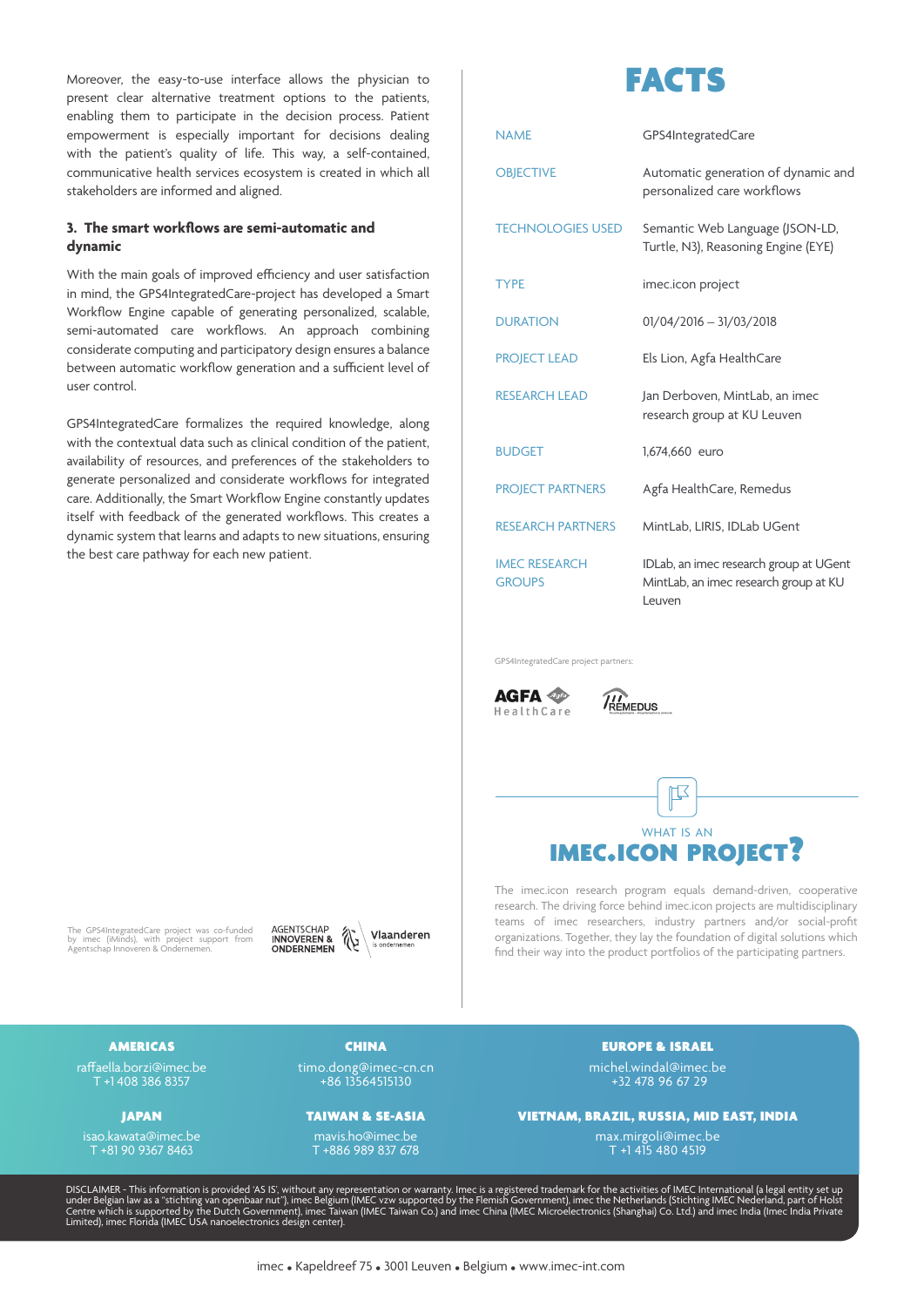Moreover, the easy-to-use interface allows the physician to present clear alternative treatment options to the patients, enabling them to participate in the decision process. Patient empowerment is especially important for decisions dealing with the patient's quality of life. This way, a self-contained, communicative health services ecosystem is created in which all stakeholders are informed and aligned.

### 3. The smart workflows are semi-automatic and dynamic

With the main goals of improved efficiency and user satisfaction in mind, the GPS4IntegratedCare-project has developed a Smart Workflow Engine capable of generating personalized, scalable, semi-automated care workflows. An approach combining considerate computing and participatory design ensures a balance between automatic workflow generation and a sufficient level of user control.

GPS4IntegratedCare formalizes the required knowledge, along with the contextual data such as clinical condition of the patient, availability of resources, and preferences of the stakeholders to generate personalized and considerate workflows for integrated care. Additionally, the Smart Workflow Engine constantly updates itself with feedback of the generated workflows. This creates a dynamic system that learns and adapts to new situations, ensuring the best care pathway for each new patient.

The GPS4IntegratedCare project was co-funded by imec (iMinds), with project support from Agentschap Innoveren & Ondernemen.

AGENTSCHAP INNOVEREN & ONDERNEMEN — Vlaanderen is ondernemen

## FACTS

| | |
|---|---|
| NAME | GPS4IntegratedCare |
| OBJECTIVE | Automatic generation of dynamic and personalized care workflows |
| TECHNOLOGIES USED | Semantic Web Language (JSON-LD, Turtle, N3), Reasoning Engine (EYE) |
| TYPE | imec.icon project |
| DURATION | 01/04/2016 – 31/03/2018 |
| PROJECT LEAD | Els Lion, Agfa HealthCare |
| RESEARCH LEAD | Jan Derboven, MintLab, an imec research group at KU Leuven |
| BUDGET | 1,674,660 euro |
| PROJECT PARTNERS | Agfa HealthCare, Remedus |
| RESEARCH PARTNERS | MintLab, LIRIS, IDLab UGent |
| IMEC RESEARCH GROUPS | IDLab, an imec research group at UGent<br>MintLab, an imec research group at KU Leuven |

GPS4IntegratedCare project partners:

AGFA HealthCare — REMEDUS

WHAT IS AN

## IMEC.ICON PROJECT?

The imec.icon research program equals demand-driven, cooperative research. The driving force behind imec.icon projects are multidisciplinary teams of imec researchers, industry partners and/or social-profit organizations. Together, they lay the foundation of digital solutions which find their way into the product portfolios of the participating partners.

**AMERICAS**
raffaella.borzi@imec.be
T +1 408 386 8357

**CHINA**
timo.dong@imec-cn.cn
+86 13564515130

**EUROPE & ISRAEL**
michel.windal@imec.be
+32 478 96 67 29

**JAPAN**
isao.kawata@imec.be
T +81 90 9367 8463

**TAIWAN & SE-ASIA**
mavis.ho@imec.be
T +886 989 837 678

**VIETNAM, BRAZIL, RUSSIA, MID EAST, INDIA**
max.mirgoli@imec.be
T +1 415 480 4519

DISCLAIMER - This information is provided 'AS IS', without any representation or warranty. Imec is a registered trademark for the activities of IMEC International (a legal entity set up under Belgian law as a "stichting van openbaar nut"), imec Belgium (IMEC vzw supported by the Flemish Government), imec the Netherlands (Stichting IMEC Nederland, part of Holst Centre which is supported by the Dutch Government), imec Taiwan (IMEC Taiwan Co.) and imec China (IMEC Microelectronics (Shanghai) Co. Ltd.) and imec India (Imec India Private Limited), imec Florida (IMEC USA nanoelectronics design center).

imec • Kapeldreef 75 • 3001 Leuven • Belgium • www.imec-int.com